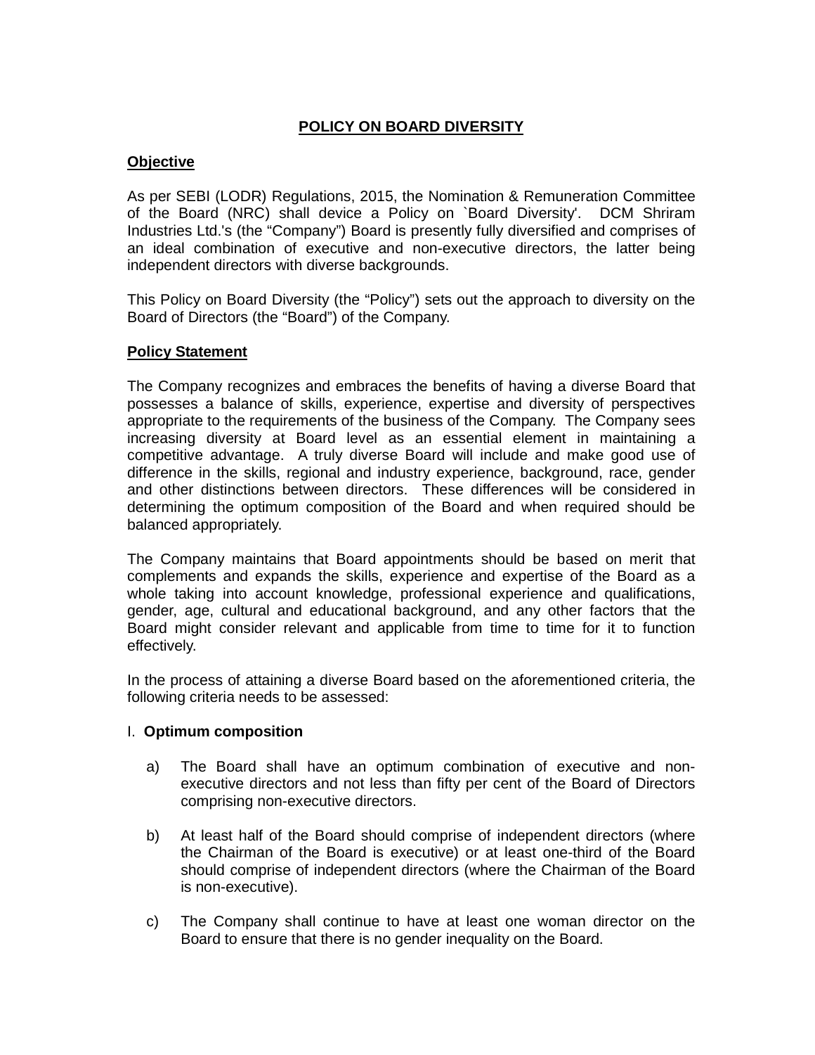# POLICY ON BOARD DIVERSITY

## Objective

As per SEBI (LODR) Regulations, 2015, the Nomination & Remuneration Committee of the Board (NRC) shall device a Policy on `Board Diversity'. DCM Shriram Industries Ltd.'s (the "Company") Board is presently fully diversified and comprises of an ideal combination of executive and non-executive directors, the latter being independent directors with diverse backgrounds.

This Policy on Board Diversity (the "Policy") sets out the approach to diversity on the Board of Directors (the "Board") of the Company.

## Policy Statement

The Company recognizes and embraces the benefits of having a diverse Board that possesses a balance of skills, experience, expertise and diversity of perspectives appropriate to the requirements of the business of the Company. The Company sees increasing diversity at Board level as an essential element in maintaining a competitive advantage. A truly diverse Board will include and make good use of difference in the skills, regional and industry experience, background, race, gender and other distinctions between directors. These differences will be considered in determining the optimum composition of the Board and when required should be balanced appropriately.

The Company maintains that Board appointments should be based on merit that complements and expands the skills, experience and expertise of the Board as a whole taking into account knowledge, professional experience and qualifications, gender, age, cultural and educational background, and any other factors that the Board might consider relevant and applicable from time to time for it to function effectively.

In the process of attaining a diverse Board based on the aforementioned criteria, the following criteria needs to be assessed:

I. **Optimum composition**

a) The Board shall have an optimum combination of executive and non-executive directors and not less than fifty per cent of the Board of Directors comprising non-executive directors.

b) At least half of the Board should comprise of independent directors (where the Chairman of the Board is executive) or at least one-third of the Board should comprise of independent directors (where the Chairman of the Board is non-executive).

c) The Company shall continue to have at least one woman director on the Board to ensure that there is no gender inequality on the Board.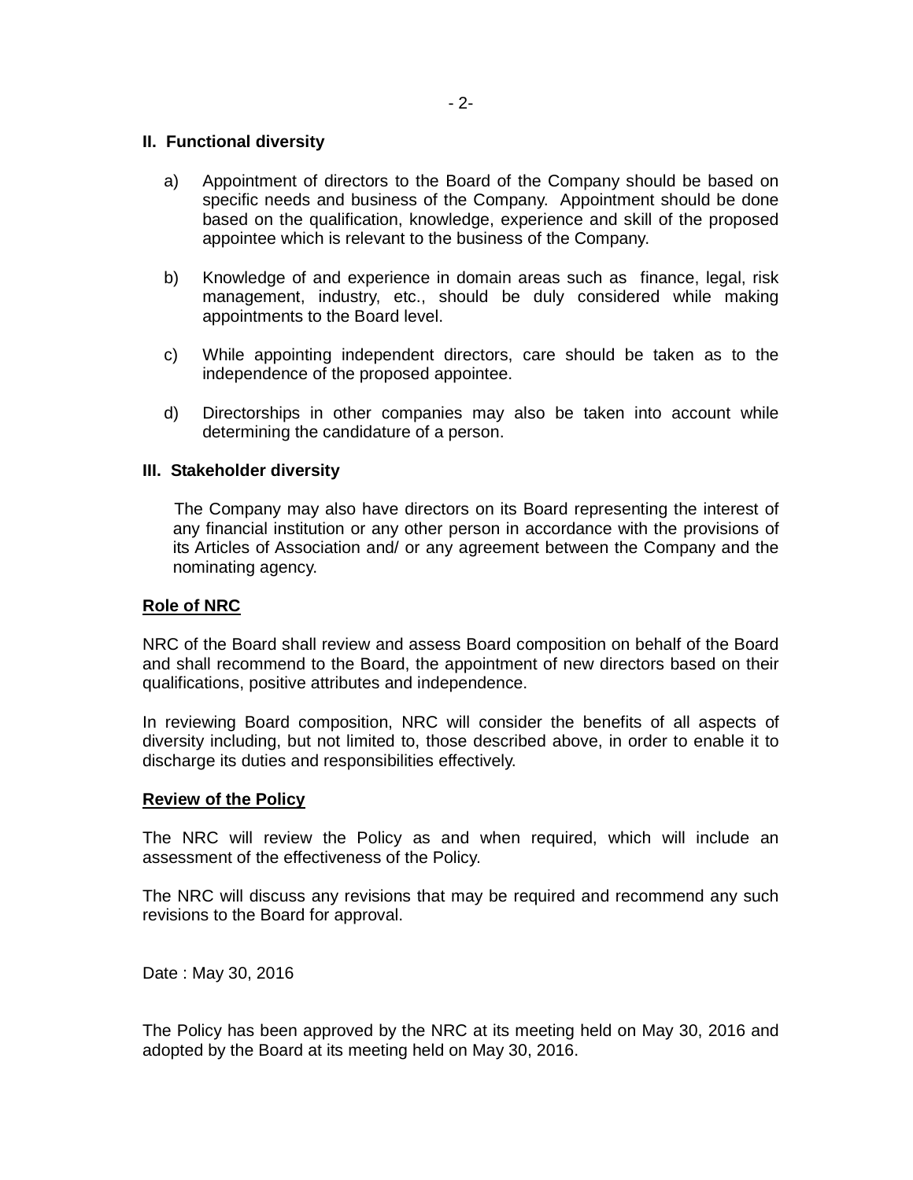**II. Functional diversity**

a) Appointment of directors to the Board of the Company should be based on specific needs and business of the Company. Appointment should be done based on the qualification, knowledge, experience and skill of the proposed appointee which is relevant to the business of the Company.

b) Knowledge of and experience in domain areas such as finance, legal, risk management, industry, etc., should be duly considered while making appointments to the Board level.

c) While appointing independent directors, care should be taken as to the independence of the proposed appointee.

d) Directorships in other companies may also be taken into account while determining the candidature of a person.

**III. Stakeholder diversity**

The Company may also have directors on its Board representing the interest of any financial institution or any other person in accordance with the provisions of its Articles of Association and/ or any agreement between the Company and the nominating agency.

**Role of NRC**

NRC of the Board shall review and assess Board composition on behalf of the Board and shall recommend to the Board, the appointment of new directors based on their qualifications, positive attributes and independence.

In reviewing Board composition, NRC will consider the benefits of all aspects of diversity including, but not limited to, those described above, in order to enable it to discharge its duties and responsibilities effectively.

**Review of the Policy**

The NRC will review the Policy as and when required, which will include an assessment of the effectiveness of the Policy.

The NRC will discuss any revisions that may be required and recommend any such revisions to the Board for approval.

Date : May 30, 2016

The Policy has been approved by the NRC at its meeting held on May 30, 2016 and adopted by the Board at its meeting held on May 30, 2016.